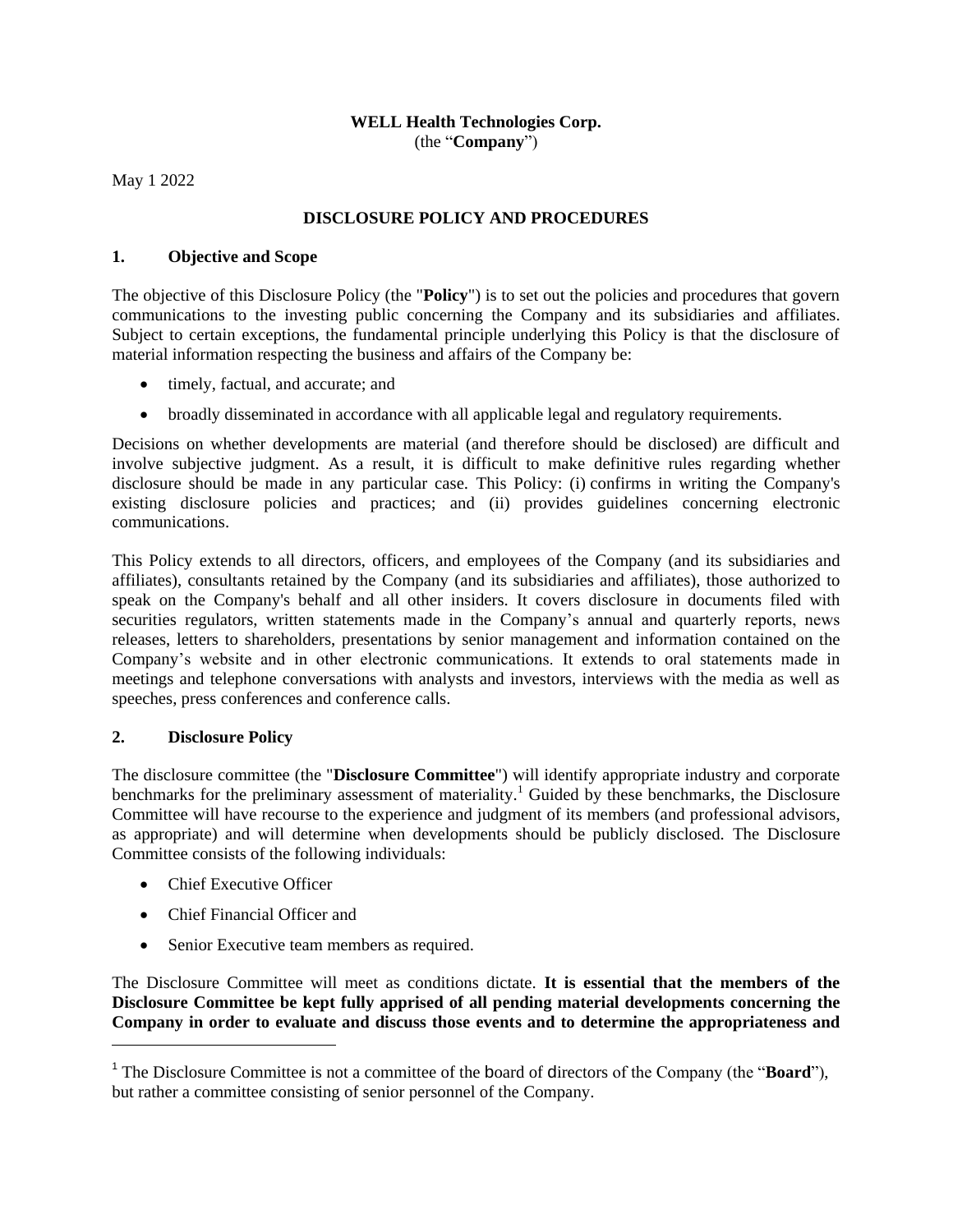**WELL Health Technologies Corp.**
(the "**Company**")

May 1 2022

## DISCLOSURE POLICY AND PROCEDURES

### 1. Objective and Scope

The objective of this Disclosure Policy (the "**Policy**") is to set out the policies and procedures that govern communications to the investing public concerning the Company and its subsidiaries and affiliates. Subject to certain exceptions, the fundamental principle underlying this Policy is that the disclosure of material information respecting the business and affairs of the Company be:

- timely, factual, and accurate; and
- broadly disseminated in accordance with all applicable legal and regulatory requirements.

Decisions on whether developments are material (and therefore should be disclosed) are difficult and involve subjective judgment. As a result, it is difficult to make definitive rules regarding whether disclosure should be made in any particular case. This Policy: (i) confirms in writing the Company's existing disclosure policies and practices; and (ii) provides guidelines concerning electronic communications.

This Policy extends to all directors, officers, and employees of the Company (and its subsidiaries and affiliates), consultants retained by the Company (and its subsidiaries and affiliates), those authorized to speak on the Company's behalf and all other insiders. It covers disclosure in documents filed with securities regulators, written statements made in the Company's annual and quarterly reports, news releases, letters to shareholders, presentations by senior management and information contained on the Company's website and in other electronic communications. It extends to oral statements made in meetings and telephone conversations with analysts and investors, interviews with the media as well as speeches, press conferences and conference calls.

### 2. Disclosure Policy

The disclosure committee (the "**Disclosure Committee**") will identify appropriate industry and corporate benchmarks for the preliminary assessment of materiality.[1] Guided by these benchmarks, the Disclosure Committee will have recourse to the experience and judgment of its members (and professional advisors, as appropriate) and will determine when developments should be publicly disclosed. The Disclosure Committee consists of the following individuals:

- Chief Executive Officer
- Chief Financial Officer and
- Senior Executive team members as required.

The Disclosure Committee will meet as conditions dictate. **It is essential that the members of the Disclosure Committee be kept fully apprised of all pending material developments concerning the Company in order to evaluate and discuss those events and to determine the appropriateness and**

[1] The Disclosure Committee is not a committee of the board of directors of the Company (the "**Board**"), but rather a committee consisting of senior personnel of the Company.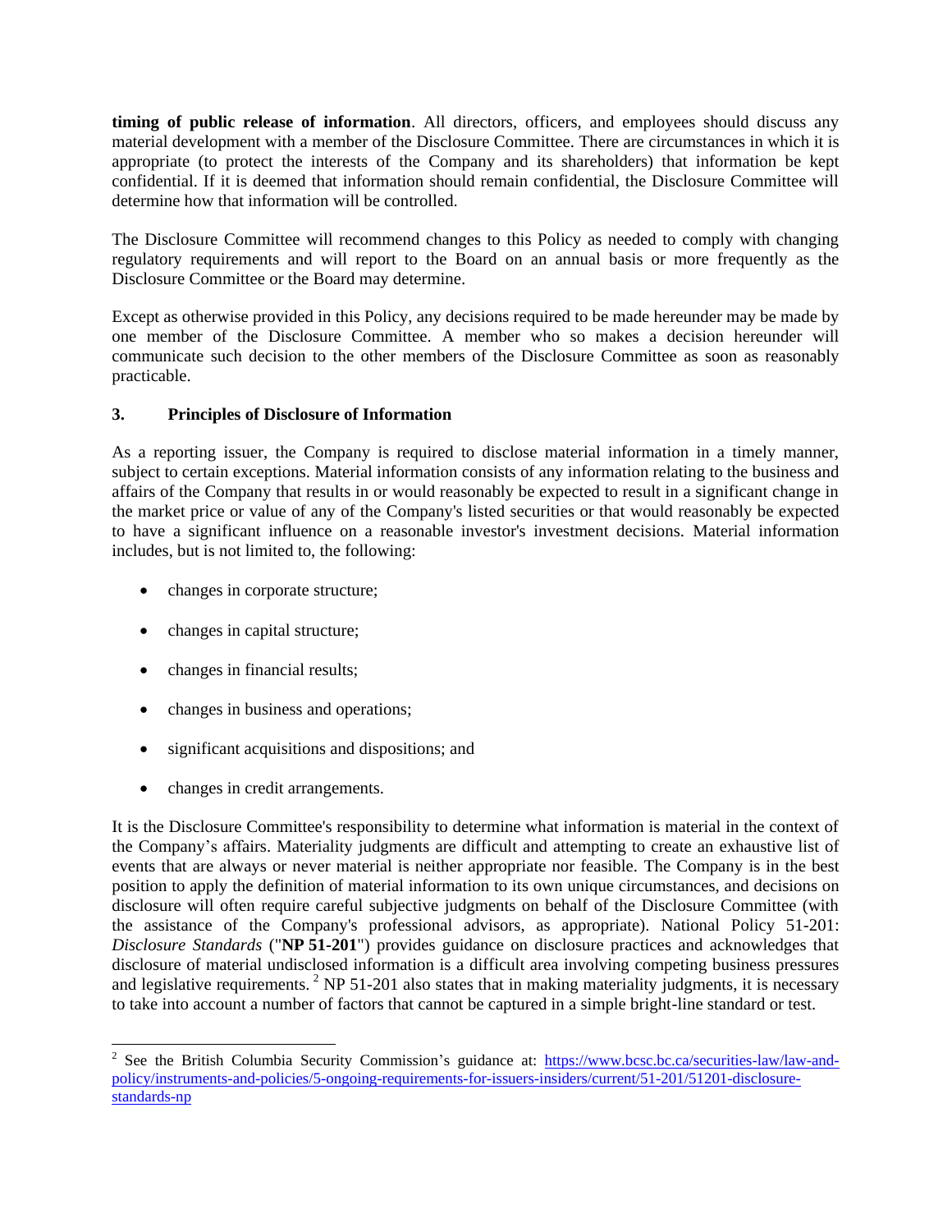**timing of public release of information**. All directors, officers, and employees should discuss any material development with a member of the Disclosure Committee. There are circumstances in which it is appropriate (to protect the interests of the Company and its shareholders) that information be kept confidential. If it is deemed that information should remain confidential, the Disclosure Committee will determine how that information will be controlled.

The Disclosure Committee will recommend changes to this Policy as needed to comply with changing regulatory requirements and will report to the Board on an annual basis or more frequently as the Disclosure Committee or the Board may determine.

Except as otherwise provided in this Policy, any decisions required to be made hereunder may be made by one member of the Disclosure Committee. A member who so makes a decision hereunder will communicate such decision to the other members of the Disclosure Committee as soon as reasonably practicable.

## 3. Principles of Disclosure of Information

As a reporting issuer, the Company is required to disclose material information in a timely manner, subject to certain exceptions. Material information consists of any information relating to the business and affairs of the Company that results in or would reasonably be expected to result in a significant change in the market price or value of any of the Company's listed securities or that would reasonably be expected to have a significant influence on a reasonable investor's investment decisions. Material information includes, but is not limited to, the following:

- changes in corporate structure;
- changes in capital structure;
- changes in financial results;
- changes in business and operations;
- significant acquisitions and dispositions; and
- changes in credit arrangements.

It is the Disclosure Committee's responsibility to determine what information is material in the context of the Company's affairs. Materiality judgments are difficult and attempting to create an exhaustive list of events that are always or never material is neither appropriate nor feasible. The Company is in the best position to apply the definition of material information to its own unique circumstances, and decisions on disclosure will often require careful subjective judgments on behalf of the Disclosure Committee (with the assistance of the Company's professional advisors, as appropriate). National Policy 51-201: *Disclosure Standards* ("**NP 51-201**") provides guidance on disclosure practices and acknowledges that disclosure of material undisclosed information is a difficult area involving competing business pressures and legislative requirements. [2] NP 51-201 also states that in making materiality judgments, it is necessary to take into account a number of factors that cannot be captured in a simple bright-line standard or test.

---

[2] See the British Columbia Security Commission's guidance at: https://www.bcsc.bc.ca/securities-law/law-and-policy/instruments-and-policies/5-ongoing-requirements-for-issuers-insiders/current/51-201/51201-disclosure-standards-np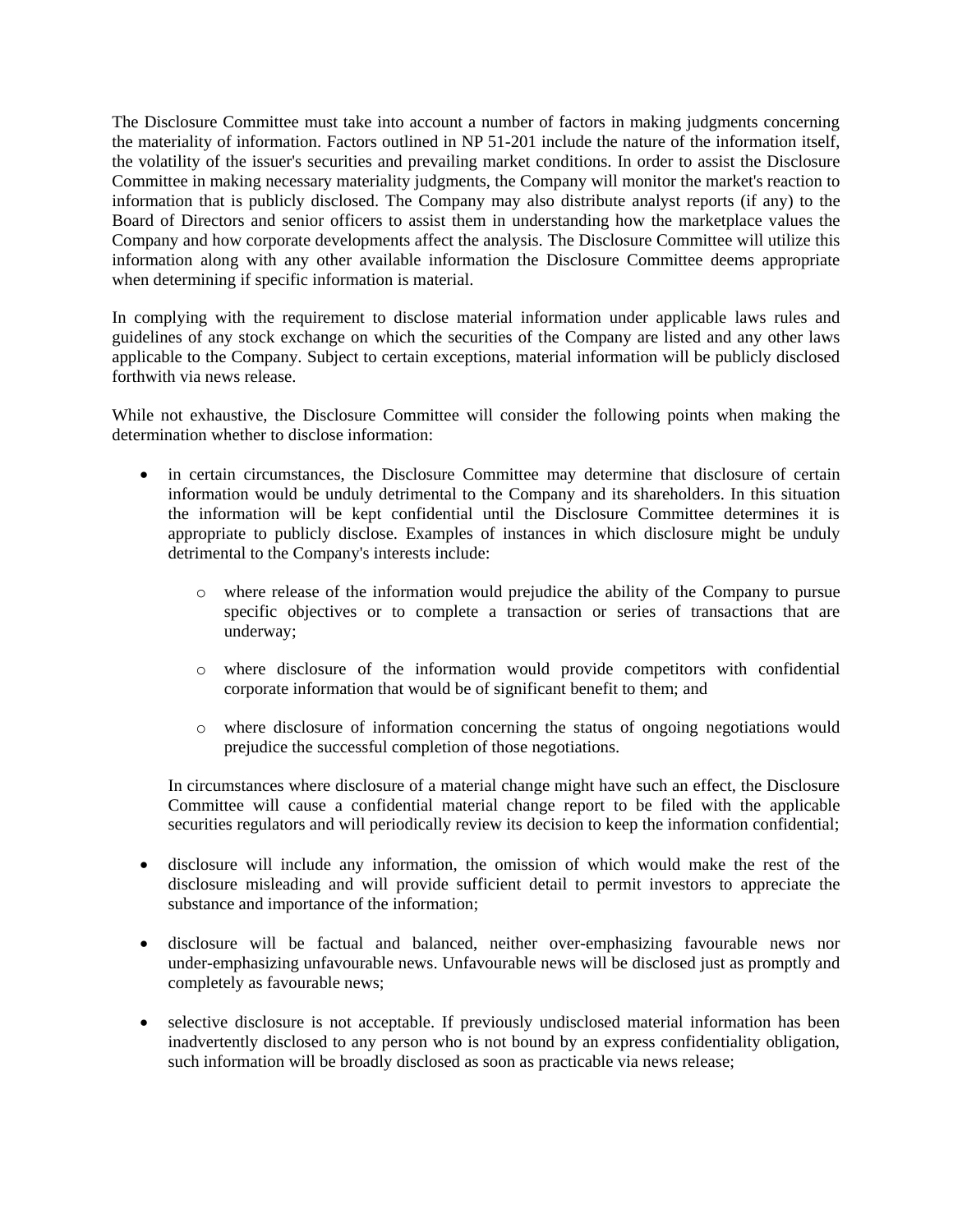The Disclosure Committee must take into account a number of factors in making judgments concerning the materiality of information. Factors outlined in NP 51-201 include the nature of the information itself, the volatility of the issuer's securities and prevailing market conditions. In order to assist the Disclosure Committee in making necessary materiality judgments, the Company will monitor the market's reaction to information that is publicly disclosed. The Company may also distribute analyst reports (if any) to the Board of Directors and senior officers to assist them in understanding how the marketplace values the Company and how corporate developments affect the analysis. The Disclosure Committee will utilize this information along with any other available information the Disclosure Committee deems appropriate when determining if specific information is material.

In complying with the requirement to disclose material information under applicable laws rules and guidelines of any stock exchange on which the securities of the Company are listed and any other laws applicable to the Company. Subject to certain exceptions, material information will be publicly disclosed forthwith via news release.

While not exhaustive, the Disclosure Committee will consider the following points when making the determination whether to disclose information:

- in certain circumstances, the Disclosure Committee may determine that disclosure of certain information would be unduly detrimental to the Company and its shareholders. In this situation the information will be kept confidential until the Disclosure Committee determines it is appropriate to publicly disclose. Examples of instances in which disclosure might be unduly detrimental to the Company's interests include:

    - where release of the information would prejudice the ability of the Company to pursue specific objectives or to complete a transaction or series of transactions that are underway;

    - where disclosure of the information would provide competitors with confidential corporate information that would be of significant benefit to them; and

    - where disclosure of information concerning the status of ongoing negotiations would prejudice the successful completion of those negotiations.

  In circumstances where disclosure of a material change might have such an effect, the Disclosure Committee will cause a confidential material change report to be filed with the applicable securities regulators and will periodically review its decision to keep the information confidential;

- disclosure will include any information, the omission of which would make the rest of the disclosure misleading and will provide sufficient detail to permit investors to appreciate the substance and importance of the information;

- disclosure will be factual and balanced, neither over-emphasizing favourable news nor under-emphasizing unfavourable news. Unfavourable news will be disclosed just as promptly and completely as favourable news;

- selective disclosure is not acceptable. If previously undisclosed material information has been inadvertently disclosed to any person who is not bound by an express confidentiality obligation, such information will be broadly disclosed as soon as practicable via news release;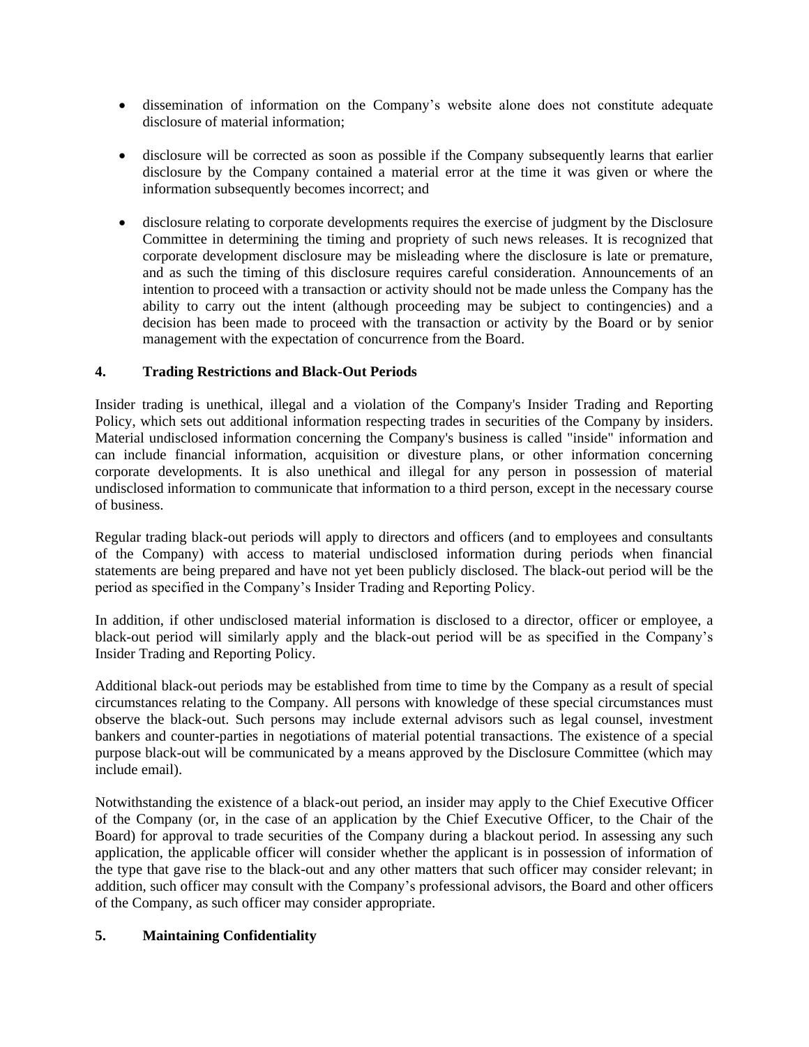- dissemination of information on the Company's website alone does not constitute adequate disclosure of material information;
- disclosure will be corrected as soon as possible if the Company subsequently learns that earlier disclosure by the Company contained a material error at the time it was given or where the information subsequently becomes incorrect; and
- disclosure relating to corporate developments requires the exercise of judgment by the Disclosure Committee in determining the timing and propriety of such news releases. It is recognized that corporate development disclosure may be misleading where the disclosure is late or premature, and as such the timing of this disclosure requires careful consideration. Announcements of an intention to proceed with a transaction or activity should not be made unless the Company has the ability to carry out the intent (although proceeding may be subject to contingencies) and a decision has been made to proceed with the transaction or activity by the Board or by senior management with the expectation of concurrence from the Board.

## 4. Trading Restrictions and Black-Out Periods

Insider trading is unethical, illegal and a violation of the Company's Insider Trading and Reporting Policy, which sets out additional information respecting trades in securities of the Company by insiders. Material undisclosed information concerning the Company's business is called "inside" information and can include financial information, acquisition or divesture plans, or other information concerning corporate developments. It is also unethical and illegal for any person in possession of material undisclosed information to communicate that information to a third person, except in the necessary course of business.

Regular trading black-out periods will apply to directors and officers (and to employees and consultants of the Company) with access to material undisclosed information during periods when financial statements are being prepared and have not yet been publicly disclosed. The black-out period will be the period as specified in the Company's Insider Trading and Reporting Policy.

In addition, if other undisclosed material information is disclosed to a director, officer or employee, a black-out period will similarly apply and the black-out period will be as specified in the Company's Insider Trading and Reporting Policy.

Additional black-out periods may be established from time to time by the Company as a result of special circumstances relating to the Company. All persons with knowledge of these special circumstances must observe the black-out. Such persons may include external advisors such as legal counsel, investment bankers and counter-parties in negotiations of material potential transactions. The existence of a special purpose black-out will be communicated by a means approved by the Disclosure Committee (which may include email).

Notwithstanding the existence of a black-out period, an insider may apply to the Chief Executive Officer of the Company (or, in the case of an application by the Chief Executive Officer, to the Chair of the Board) for approval to trade securities of the Company during a blackout period. In assessing any such application, the applicable officer will consider whether the applicant is in possession of information of the type that gave rise to the black-out and any other matters that such officer may consider relevant; in addition, such officer may consult with the Company's professional advisors, the Board and other officers of the Company, as such officer may consider appropriate.

## 5. Maintaining Confidentiality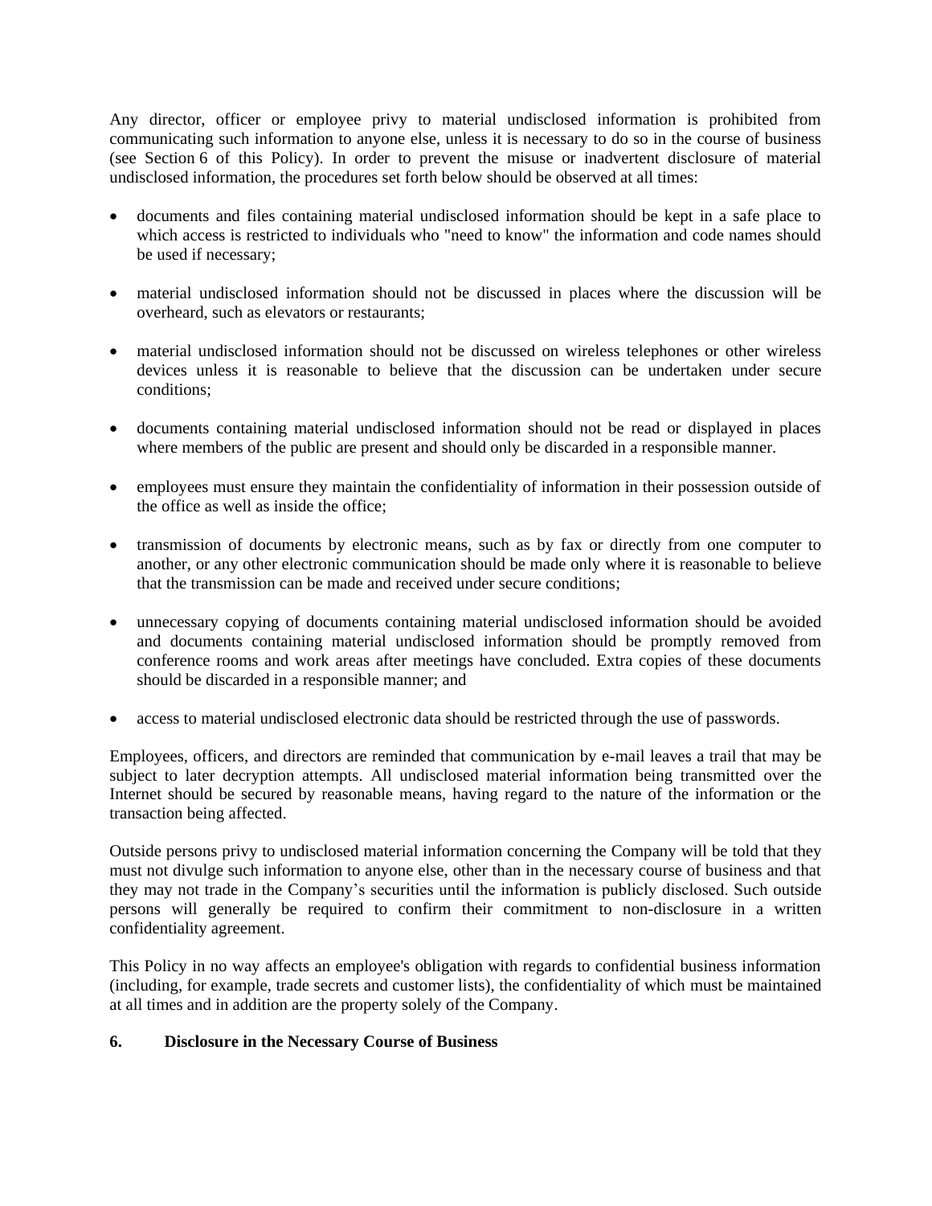Any director, officer or employee privy to material undisclosed information is prohibited from communicating such information to anyone else, unless it is necessary to do so in the course of business (see Section 6 of this Policy). In order to prevent the misuse or inadvertent disclosure of material undisclosed information, the procedures set forth below should be observed at all times:

- documents and files containing material undisclosed information should be kept in a safe place to which access is restricted to individuals who "need to know" the information and code names should be used if necessary;
- material undisclosed information should not be discussed in places where the discussion will be overheard, such as elevators or restaurants;
- material undisclosed information should not be discussed on wireless telephones or other wireless devices unless it is reasonable to believe that the discussion can be undertaken under secure conditions;
- documents containing material undisclosed information should not be read or displayed in places where members of the public are present and should only be discarded in a responsible manner.
- employees must ensure they maintain the confidentiality of information in their possession outside of the office as well as inside the office;
- transmission of documents by electronic means, such as by fax or directly from one computer to another, or any other electronic communication should be made only where it is reasonable to believe that the transmission can be made and received under secure conditions;
- unnecessary copying of documents containing material undisclosed information should be avoided and documents containing material undisclosed information should be promptly removed from conference rooms and work areas after meetings have concluded. Extra copies of these documents should be discarded in a responsible manner; and
- access to material undisclosed electronic data should be restricted through the use of passwords.

Employees, officers, and directors are reminded that communication by e-mail leaves a trail that may be subject to later decryption attempts. All undisclosed material information being transmitted over the Internet should be secured by reasonable means, having regard to the nature of the information or the transaction being affected.

Outside persons privy to undisclosed material information concerning the Company will be told that they must not divulge such information to anyone else, other than in the necessary course of business and that they may not trade in the Company's securities until the information is publicly disclosed. Such outside persons will generally be required to confirm their commitment to non-disclosure in a written confidentiality agreement.

This Policy in no way affects an employee's obligation with regards to confidential business information (including, for example, trade secrets and customer lists), the confidentiality of which must be maintained at all times and in addition are the property solely of the Company.

## 6. Disclosure in the Necessary Course of Business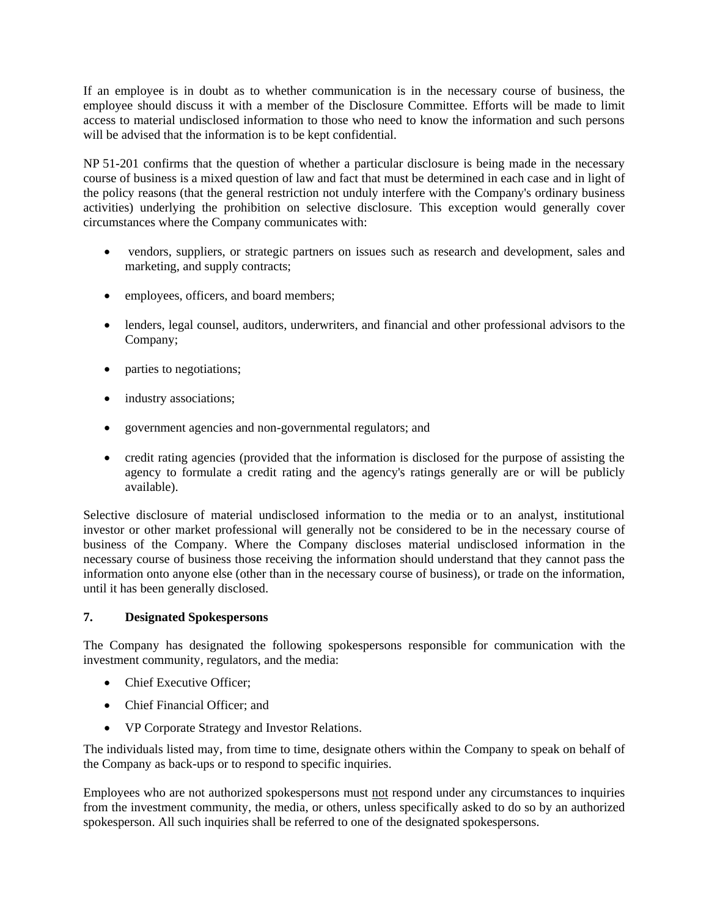If an employee is in doubt as to whether communication is in the necessary course of business, the employee should discuss it with a member of the Disclosure Committee. Efforts will be made to limit access to material undisclosed information to those who need to know the information and such persons will be advised that the information is to be kept confidential.

NP 51-201 confirms that the question of whether a particular disclosure is being made in the necessary course of business is a mixed question of law and fact that must be determined in each case and in light of the policy reasons (that the general restriction not unduly interfere with the Company's ordinary business activities) underlying the prohibition on selective disclosure. This exception would generally cover circumstances where the Company communicates with:

- vendors, suppliers, or strategic partners on issues such as research and development, sales and marketing, and supply contracts;
- employees, officers, and board members;
- lenders, legal counsel, auditors, underwriters, and financial and other professional advisors to the Company;
- parties to negotiations;
- industry associations;
- government agencies and non-governmental regulators; and
- credit rating agencies (provided that the information is disclosed for the purpose of assisting the agency to formulate a credit rating and the agency's ratings generally are or will be publicly available).

Selective disclosure of material undisclosed information to the media or to an analyst, institutional investor or other market professional will generally not be considered to be in the necessary course of business of the Company. Where the Company discloses material undisclosed information in the necessary course of business those receiving the information should understand that they cannot pass the information onto anyone else (other than in the necessary course of business), or trade on the information, until it has been generally disclosed.

## 7. Designated Spokespersons

The Company has designated the following spokespersons responsible for communication with the investment community, regulators, and the media:

- Chief Executive Officer;
- Chief Financial Officer; and
- VP Corporate Strategy and Investor Relations.

The individuals listed may, from time to time, designate others within the Company to speak on behalf of the Company as back-ups or to respond to specific inquiries.

Employees who are not authorized spokespersons must not respond under any circumstances to inquiries from the investment community, the media, or others, unless specifically asked to do so by an authorized spokesperson. All such inquiries shall be referred to one of the designated spokespersons.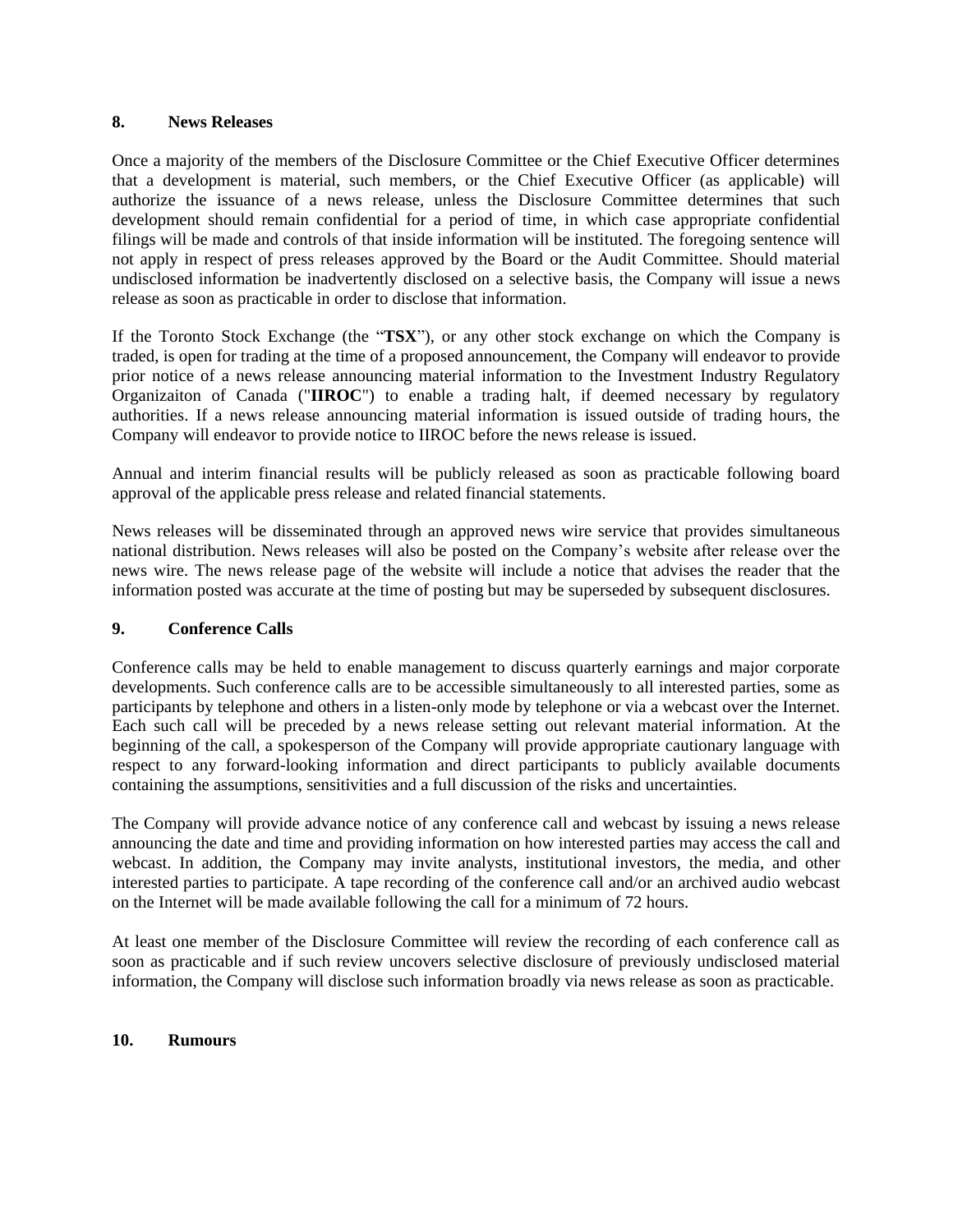## 8. News Releases

Once a majority of the members of the Disclosure Committee or the Chief Executive Officer determines that a development is material, such members, or the Chief Executive Officer (as applicable) will authorize the issuance of a news release, unless the Disclosure Committee determines that such development should remain confidential for a period of time, in which case appropriate confidential filings will be made and controls of that inside information will be instituted. The foregoing sentence will not apply in respect of press releases approved by the Board or the Audit Committee. Should material undisclosed information be inadvertently disclosed on a selective basis, the Company will issue a news release as soon as practicable in order to disclose that information.

If the Toronto Stock Exchange (the "**TSX**"), or any other stock exchange on which the Company is traded, is open for trading at the time of a proposed announcement, the Company will endeavor to provide prior notice of a news release announcing material information to the Investment Industry Regulatory Organizaiton of Canada ("**IIROC**") to enable a trading halt, if deemed necessary by regulatory authorities. If a news release announcing material information is issued outside of trading hours, the Company will endeavor to provide notice to IIROC before the news release is issued.

Annual and interim financial results will be publicly released as soon as practicable following board approval of the applicable press release and related financial statements.

News releases will be disseminated through an approved news wire service that provides simultaneous national distribution. News releases will also be posted on the Company's website after release over the news wire. The news release page of the website will include a notice that advises the reader that the information posted was accurate at the time of posting but may be superseded by subsequent disclosures.

## 9. Conference Calls

Conference calls may be held to enable management to discuss quarterly earnings and major corporate developments. Such conference calls are to be accessible simultaneously to all interested parties, some as participants by telephone and others in a listen-only mode by telephone or via a webcast over the Internet. Each such call will be preceded by a news release setting out relevant material information. At the beginning of the call, a spokesperson of the Company will provide appropriate cautionary language with respect to any forward-looking information and direct participants to publicly available documents containing the assumptions, sensitivities and a full discussion of the risks and uncertainties.

The Company will provide advance notice of any conference call and webcast by issuing a news release announcing the date and time and providing information on how interested parties may access the call and webcast. In addition, the Company may invite analysts, institutional investors, the media, and other interested parties to participate. A tape recording of the conference call and/or an archived audio webcast on the Internet will be made available following the call for a minimum of 72 hours.

At least one member of the Disclosure Committee will review the recording of each conference call as soon as practicable and if such review uncovers selective disclosure of previously undisclosed material information, the Company will disclose such information broadly via news release as soon as practicable.

## 10. Rumours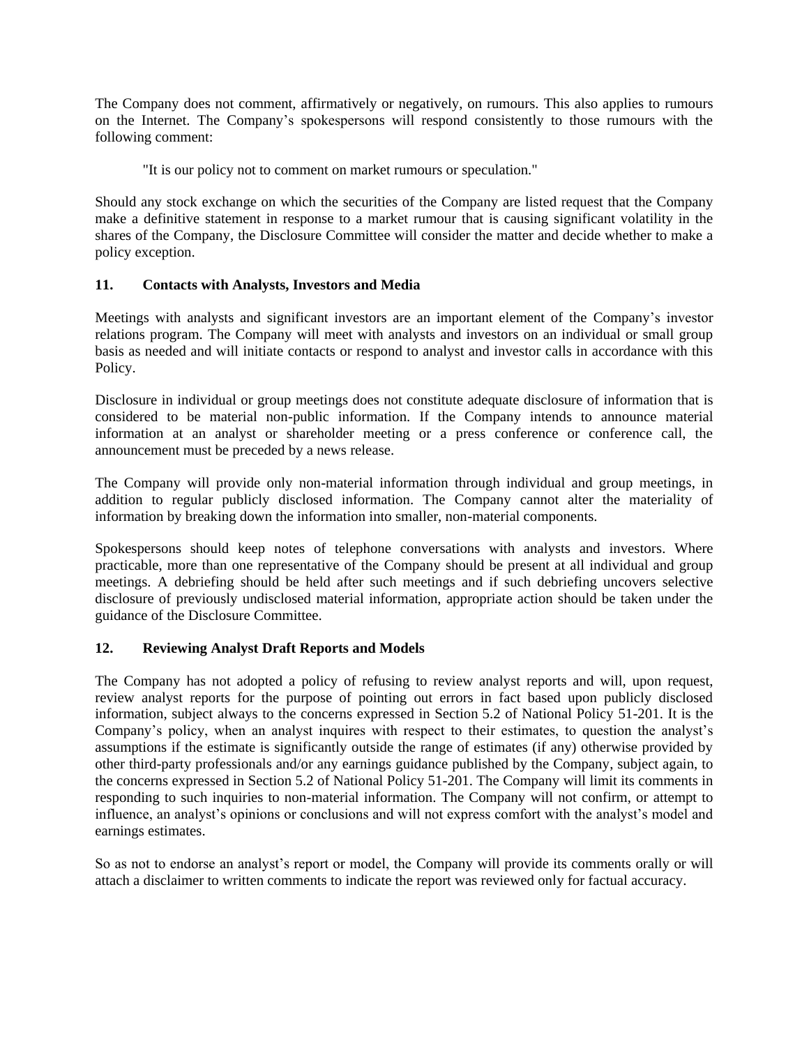The Company does not comment, affirmatively or negatively, on rumours. This also applies to rumours on the Internet. The Company's spokespersons will respond consistently to those rumours with the following comment:

> "It is our policy not to comment on market rumours or speculation."

Should any stock exchange on which the securities of the Company are listed request that the Company make a definitive statement in response to a market rumour that is causing significant volatility in the shares of the Company, the Disclosure Committee will consider the matter and decide whether to make a policy exception.

## 11. Contacts with Analysts, Investors and Media

Meetings with analysts and significant investors are an important element of the Company's investor relations program. The Company will meet with analysts and investors on an individual or small group basis as needed and will initiate contacts or respond to analyst and investor calls in accordance with this Policy.

Disclosure in individual or group meetings does not constitute adequate disclosure of information that is considered to be material non-public information. If the Company intends to announce material information at an analyst or shareholder meeting or a press conference or conference call, the announcement must be preceded by a news release.

The Company will provide only non-material information through individual and group meetings, in addition to regular publicly disclosed information. The Company cannot alter the materiality of information by breaking down the information into smaller, non-material components.

Spokespersons should keep notes of telephone conversations with analysts and investors. Where practicable, more than one representative of the Company should be present at all individual and group meetings. A debriefing should be held after such meetings and if such debriefing uncovers selective disclosure of previously undisclosed material information, appropriate action should be taken under the guidance of the Disclosure Committee.

## 12. Reviewing Analyst Draft Reports and Models

The Company has not adopted a policy of refusing to review analyst reports and will, upon request, review analyst reports for the purpose of pointing out errors in fact based upon publicly disclosed information, subject always to the concerns expressed in Section 5.2 of National Policy 51-201. It is the Company's policy, when an analyst inquires with respect to their estimates, to question the analyst's assumptions if the estimate is significantly outside the range of estimates (if any) otherwise provided by other third-party professionals and/or any earnings guidance published by the Company, subject again, to the concerns expressed in Section 5.2 of National Policy 51-201. The Company will limit its comments in responding to such inquiries to non-material information. The Company will not confirm, or attempt to influence, an analyst's opinions or conclusions and will not express comfort with the analyst's model and earnings estimates.

So as not to endorse an analyst's report or model, the Company will provide its comments orally or will attach a disclaimer to written comments to indicate the report was reviewed only for factual accuracy.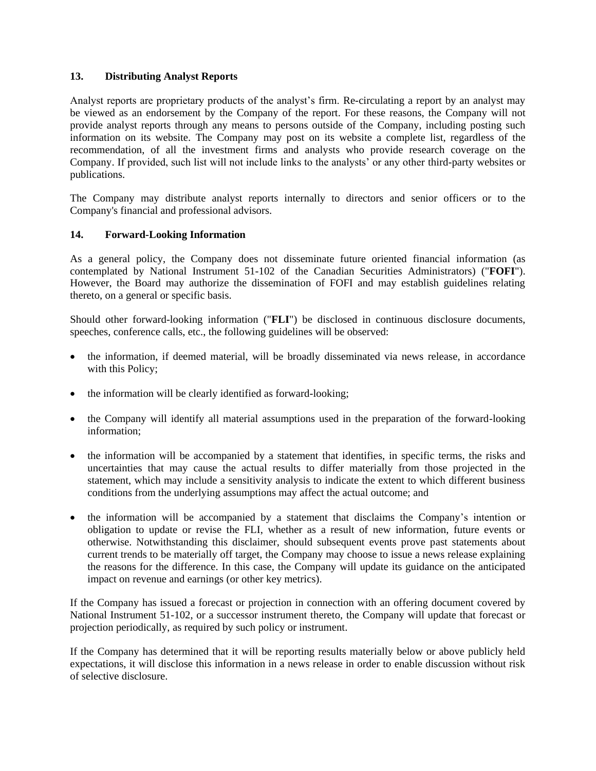## 13. Distributing Analyst Reports

Analyst reports are proprietary products of the analyst's firm. Re-circulating a report by an analyst may be viewed as an endorsement by the Company of the report. For these reasons, the Company will not provide analyst reports through any means to persons outside of the Company, including posting such information on its website. The Company may post on its website a complete list, regardless of the recommendation, of all the investment firms and analysts who provide research coverage on the Company. If provided, such list will not include links to the analysts' or any other third-party websites or publications.

The Company may distribute analyst reports internally to directors and senior officers or to the Company's financial and professional advisors.

## 14. Forward-Looking Information

As a general policy, the Company does not disseminate future oriented financial information (as contemplated by National Instrument 51-102 of the Canadian Securities Administrators) ("**FOFI**"). However, the Board may authorize the dissemination of FOFI and may establish guidelines relating thereto, on a general or specific basis.

Should other forward-looking information ("**FLI**") be disclosed in continuous disclosure documents, speeches, conference calls, etc., the following guidelines will be observed:

- the information, if deemed material, will be broadly disseminated via news release, in accordance with this Policy;
- the information will be clearly identified as forward-looking;
- the Company will identify all material assumptions used in the preparation of the forward-looking information;
- the information will be accompanied by a statement that identifies, in specific terms, the risks and uncertainties that may cause the actual results to differ materially from those projected in the statement, which may include a sensitivity analysis to indicate the extent to which different business conditions from the underlying assumptions may affect the actual outcome; and
- the information will be accompanied by a statement that disclaims the Company's intention or obligation to update or revise the FLI, whether as a result of new information, future events or otherwise. Notwithstanding this disclaimer, should subsequent events prove past statements about current trends to be materially off target, the Company may choose to issue a news release explaining the reasons for the difference. In this case, the Company will update its guidance on the anticipated impact on revenue and earnings (or other key metrics).

If the Company has issued a forecast or projection in connection with an offering document covered by National Instrument 51-102, or a successor instrument thereto, the Company will update that forecast or projection periodically, as required by such policy or instrument.

If the Company has determined that it will be reporting results materially below or above publicly held expectations, it will disclose this information in a news release in order to enable discussion without risk of selective disclosure.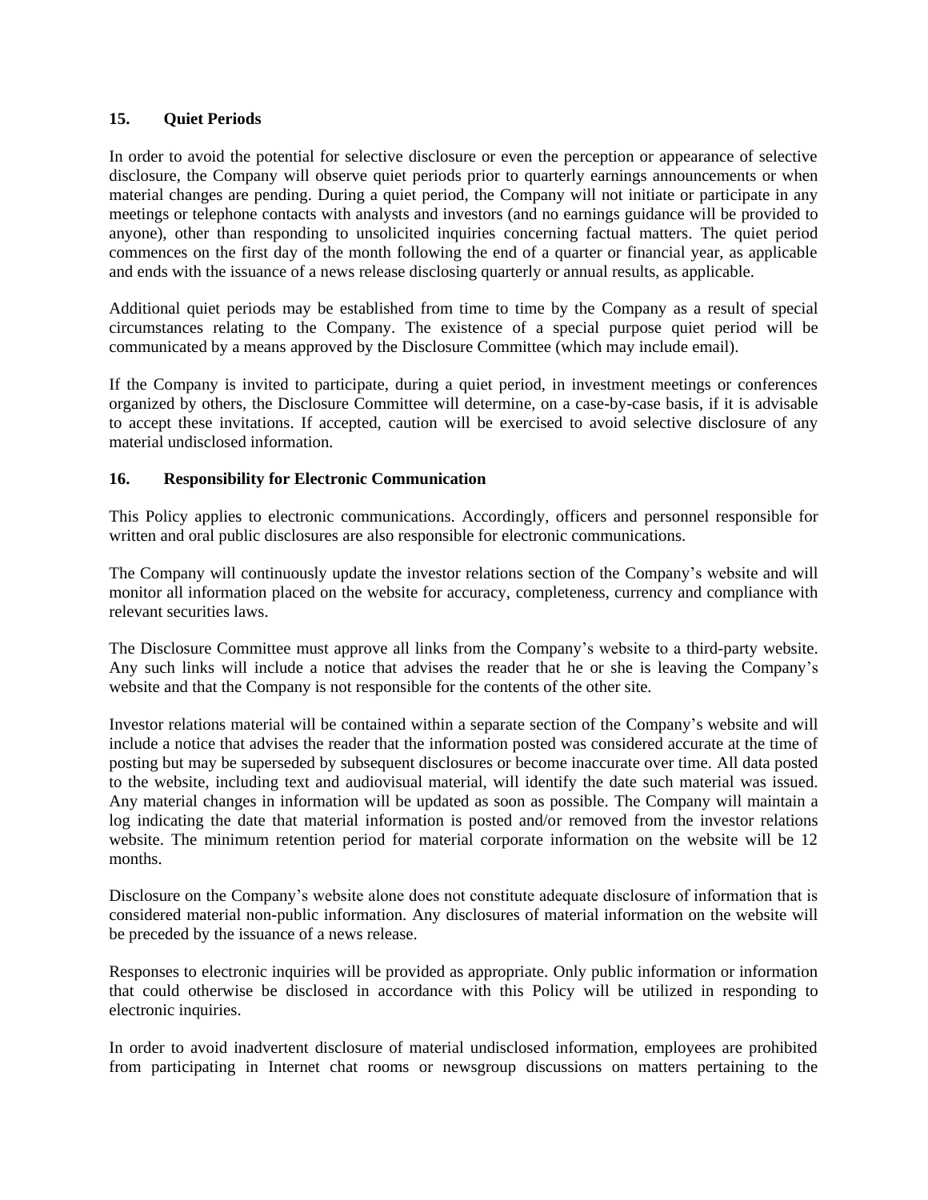## 15. Quiet Periods

In order to avoid the potential for selective disclosure or even the perception or appearance of selective disclosure, the Company will observe quiet periods prior to quarterly earnings announcements or when material changes are pending. During a quiet period, the Company will not initiate or participate in any meetings or telephone contacts with analysts and investors (and no earnings guidance will be provided to anyone), other than responding to unsolicited inquiries concerning factual matters. The quiet period commences on the first day of the month following the end of a quarter or financial year, as applicable and ends with the issuance of a news release disclosing quarterly or annual results, as applicable.

Additional quiet periods may be established from time to time by the Company as a result of special circumstances relating to the Company. The existence of a special purpose quiet period will be communicated by a means approved by the Disclosure Committee (which may include email).

If the Company is invited to participate, during a quiet period, in investment meetings or conferences organized by others, the Disclosure Committee will determine, on a case-by-case basis, if it is advisable to accept these invitations. If accepted, caution will be exercised to avoid selective disclosure of any material undisclosed information.

## 16. Responsibility for Electronic Communication

This Policy applies to electronic communications. Accordingly, officers and personnel responsible for written and oral public disclosures are also responsible for electronic communications.

The Company will continuously update the investor relations section of the Company's website and will monitor all information placed on the website for accuracy, completeness, currency and compliance with relevant securities laws.

The Disclosure Committee must approve all links from the Company's website to a third-party website. Any such links will include a notice that advises the reader that he or she is leaving the Company's website and that the Company is not responsible for the contents of the other site.

Investor relations material will be contained within a separate section of the Company's website and will include a notice that advises the reader that the information posted was considered accurate at the time of posting but may be superseded by subsequent disclosures or become inaccurate over time. All data posted to the website, including text and audiovisual material, will identify the date such material was issued. Any material changes in information will be updated as soon as possible. The Company will maintain a log indicating the date that material information is posted and/or removed from the investor relations website. The minimum retention period for material corporate information on the website will be 12 months.

Disclosure on the Company's website alone does not constitute adequate disclosure of information that is considered material non-public information. Any disclosures of material information on the website will be preceded by the issuance of a news release.

Responses to electronic inquiries will be provided as appropriate. Only public information or information that could otherwise be disclosed in accordance with this Policy will be utilized in responding to electronic inquiries.

In order to avoid inadvertent disclosure of material undisclosed information, employees are prohibited from participating in Internet chat rooms or newsgroup discussions on matters pertaining to the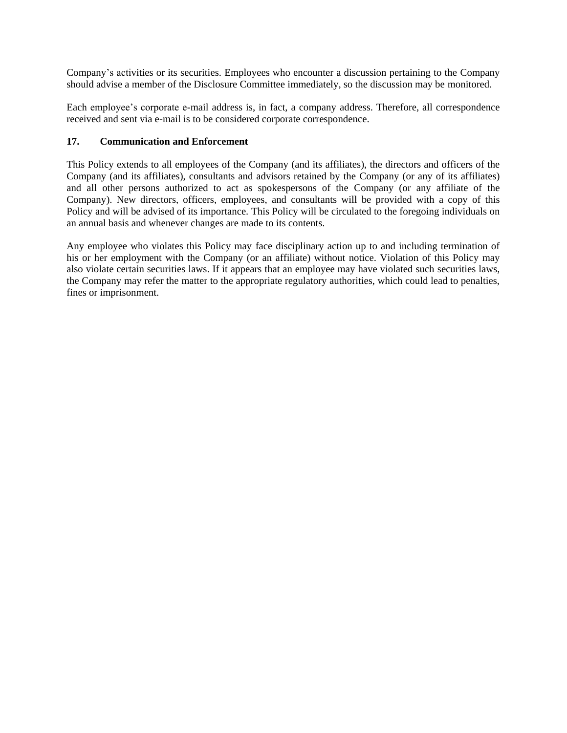Company’s activities or its securities. Employees who encounter a discussion pertaining to the Company should advise a member of the Disclosure Committee immediately, so the discussion may be monitored.

Each employee’s corporate e-mail address is, in fact, a company address. Therefore, all correspondence received and sent via e-mail is to be considered corporate correspondence.

### 17. Communication and Enforcement

This Policy extends to all employees of the Company (and its affiliates), the directors and officers of the Company (and its affiliates), consultants and advisors retained by the Company (or any of its affiliates) and all other persons authorized to act as spokespersons of the Company (or any affiliate of the Company). New directors, officers, employees, and consultants will be provided with a copy of this Policy and will be advised of its importance. This Policy will be circulated to the foregoing individuals on an annual basis and whenever changes are made to its contents.

Any employee who violates this Policy may face disciplinary action up to and including termination of his or her employment with the Company (or an affiliate) without notice. Violation of this Policy may also violate certain securities laws. If it appears that an employee may have violated such securities laws, the Company may refer the matter to the appropriate regulatory authorities, which could lead to penalties, fines or imprisonment.